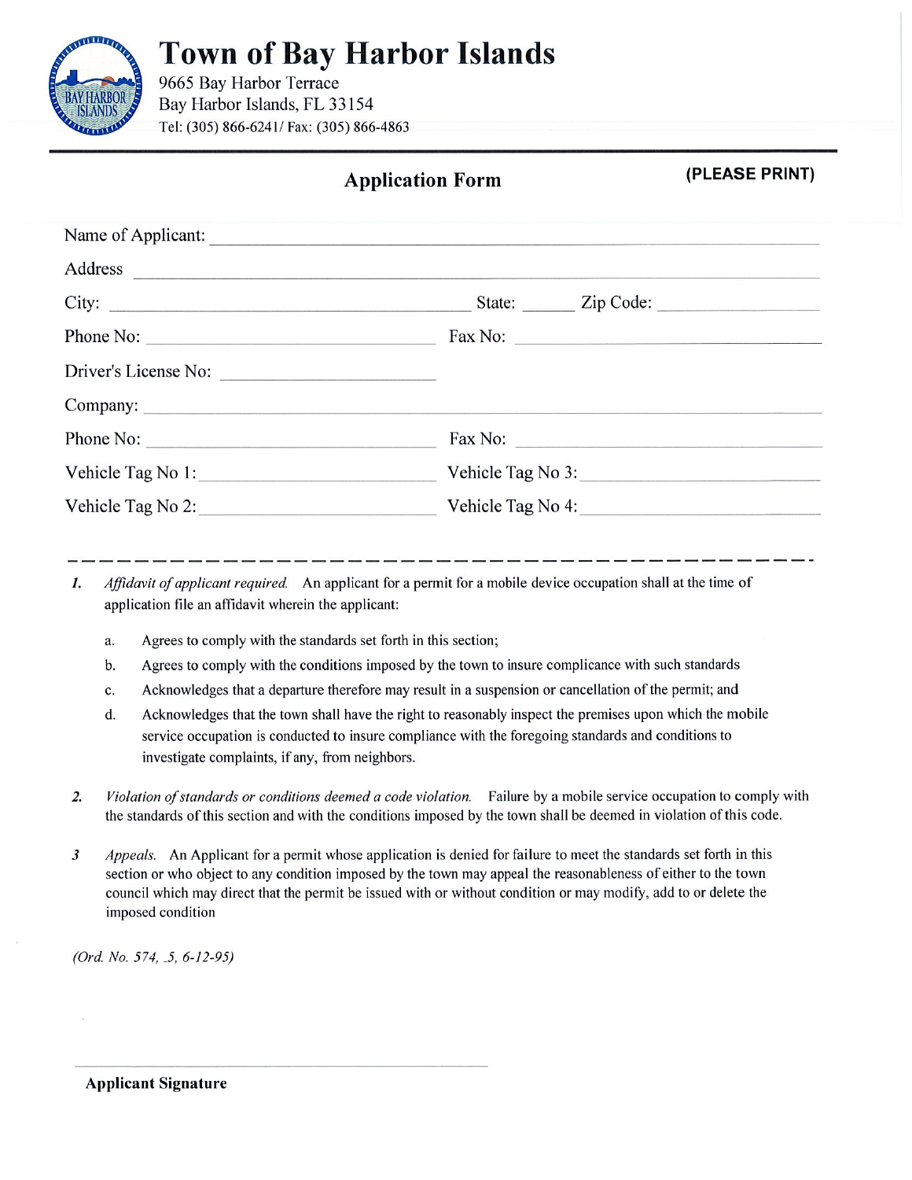# Town of Bay Harbor Islands

9665 Bay Harbor Terrace
Bay Harbor Islands, FL 33154
Tel: (305) 866-6241/ Fax: (305) 866-4863

## Application Form

**(PLEASE PRINT)**

Name of Applicant: ______________________________________________

Address ______________________________________________

City: ______________________ State: ______ Zip Code: ______________

Phone No: ______________________ Fax No: ______________________

Driver's License No: ______________________

Company: ______________________________________________

Phone No: ______________________ Fax No: ______________________

Vehicle Tag No 1: ______________________ Vehicle Tag No 3: ______________________

Vehicle Tag No 2: ______________________ Vehicle Tag No 4: ______________________

---

***1.*** *Affidavit of applicant required.* An applicant for a permit for a mobile device occupation shall at the time of application file an affidavit wherein the applicant:

a. Agrees to comply with the standards set forth in this section;

b. Agrees to comply with the conditions imposed by the town to insure complicance with such standards

c. Acknowledges that a departure therefore may result in a suspension or cancellation of the permit; and

d. Acknowledges that the town shall have the right to reasonably inspect the premises upon which the mobile service occupation is conducted to insure compliance with the foregoing standards and conditions to investigate complaints, if any, from neighbors.

***2.*** *Violation of standards or conditions deemed a code violation.* Failure by a mobile service occupation to comply with the standards of this section and with the conditions imposed by the town shall be deemed in violation of this code.

***3*** *Appeals.* An Applicant for a permit whose application is denied for failure to meet the standards set forth in this section or who object to any condition imposed by the town may appeal the reasonableness of either to the town council which may direct that the permit be issued with or without condition or may modify, add to or delete the imposed condition

*(Ord. No. 574, .5, 6-12-95)*

______________________________________________

**Applicant Signature**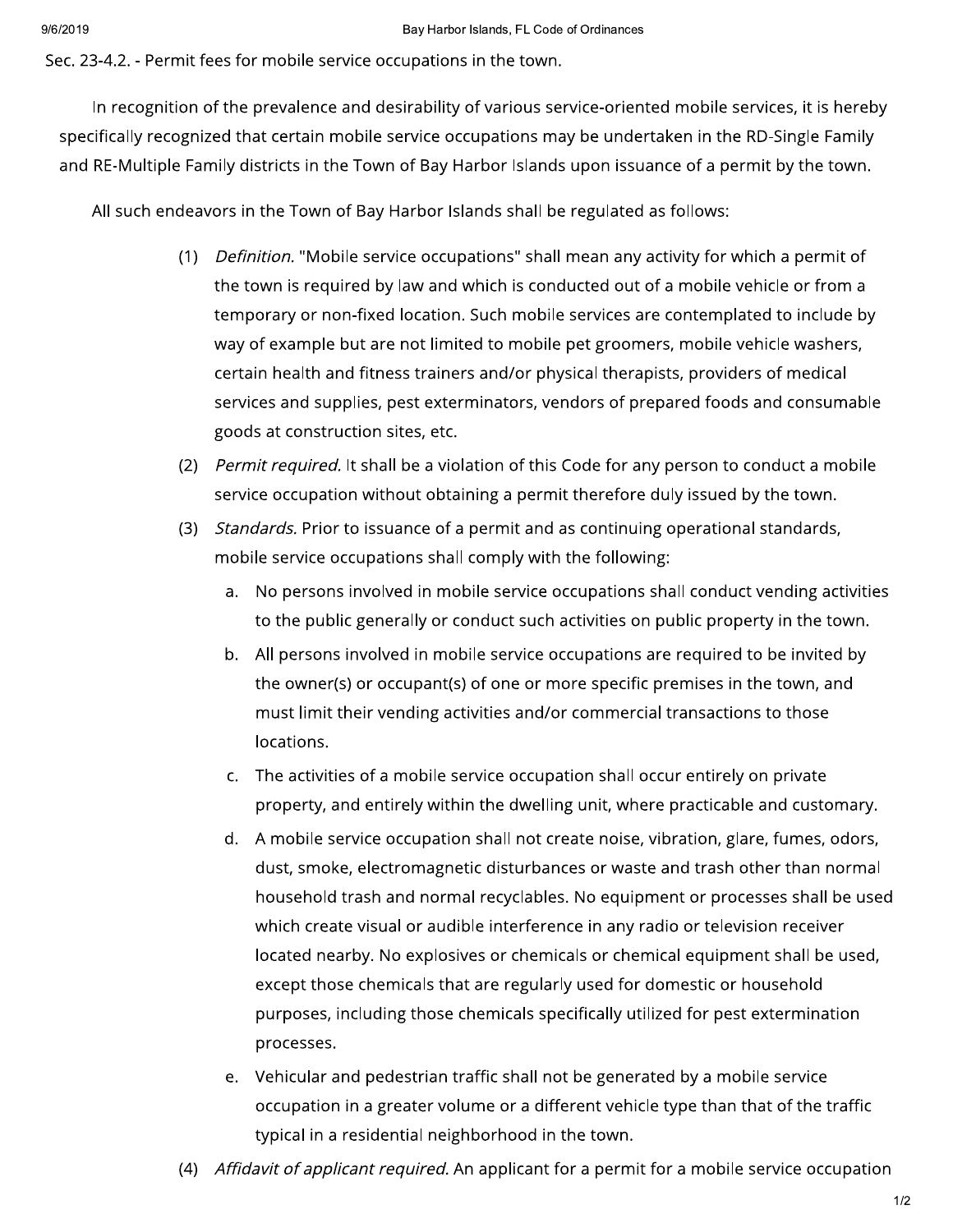Sec. 23-4.2. - Permit fees for mobile service occupations in the town.

In recognition of the prevalence and desirability of various service-oriented mobile services, it is hereby specifically recognized that certain mobile service occupations may be undertaken in the RD-Single Family and RE-Multiple Family districts in the Town of Bay Harbor Islands upon issuance of a permit by the town.

All such endeavors in the Town of Bay Harbor Islands shall be regulated as follows:

(1) *Definition.* "Mobile service occupations" shall mean any activity for which a permit of the town is required by law and which is conducted out of a mobile vehicle or from a temporary or non-fixed location. Such mobile services are contemplated to include by way of example but are not limited to mobile pet groomers, mobile vehicle washers, certain health and fitness trainers and/or physical therapists, providers of medical services and supplies, pest exterminators, vendors of prepared foods and consumable goods at construction sites, etc.

(2) *Permit required.* It shall be a violation of this Code for any person to conduct a mobile service occupation without obtaining a permit therefore duly issued by the town.

(3) *Standards.* Prior to issuance of a permit and as continuing operational standards, mobile service occupations shall comply with the following:

   a. No persons involved in mobile service occupations shall conduct vending activities to the public generally or conduct such activities on public property in the town.

   b. All persons involved in mobile service occupations are required to be invited by the owner(s) or occupant(s) of one or more specific premises in the town, and must limit their vending activities and/or commercial transactions to those locations.

   c. The activities of a mobile service occupation shall occur entirely on private property, and entirely within the dwelling unit, where practicable and customary.

   d. A mobile service occupation shall not create noise, vibration, glare, fumes, odors, dust, smoke, electromagnetic disturbances or waste and trash other than normal household trash and normal recyclables. No equipment or processes shall be used which create visual or audible interference in any radio or television receiver located nearby. No explosives or chemicals or chemical equipment shall be used, except those chemicals that are regularly used for domestic or household purposes, including those chemicals specifically utilized for pest extermination processes.

   e. Vehicular and pedestrian traffic shall not be generated by a mobile service occupation in a greater volume or a different vehicle type than that of the traffic typical in a residential neighborhood in the town.

(4) *Affidavit of applicant required.* An applicant for a permit for a mobile service occupation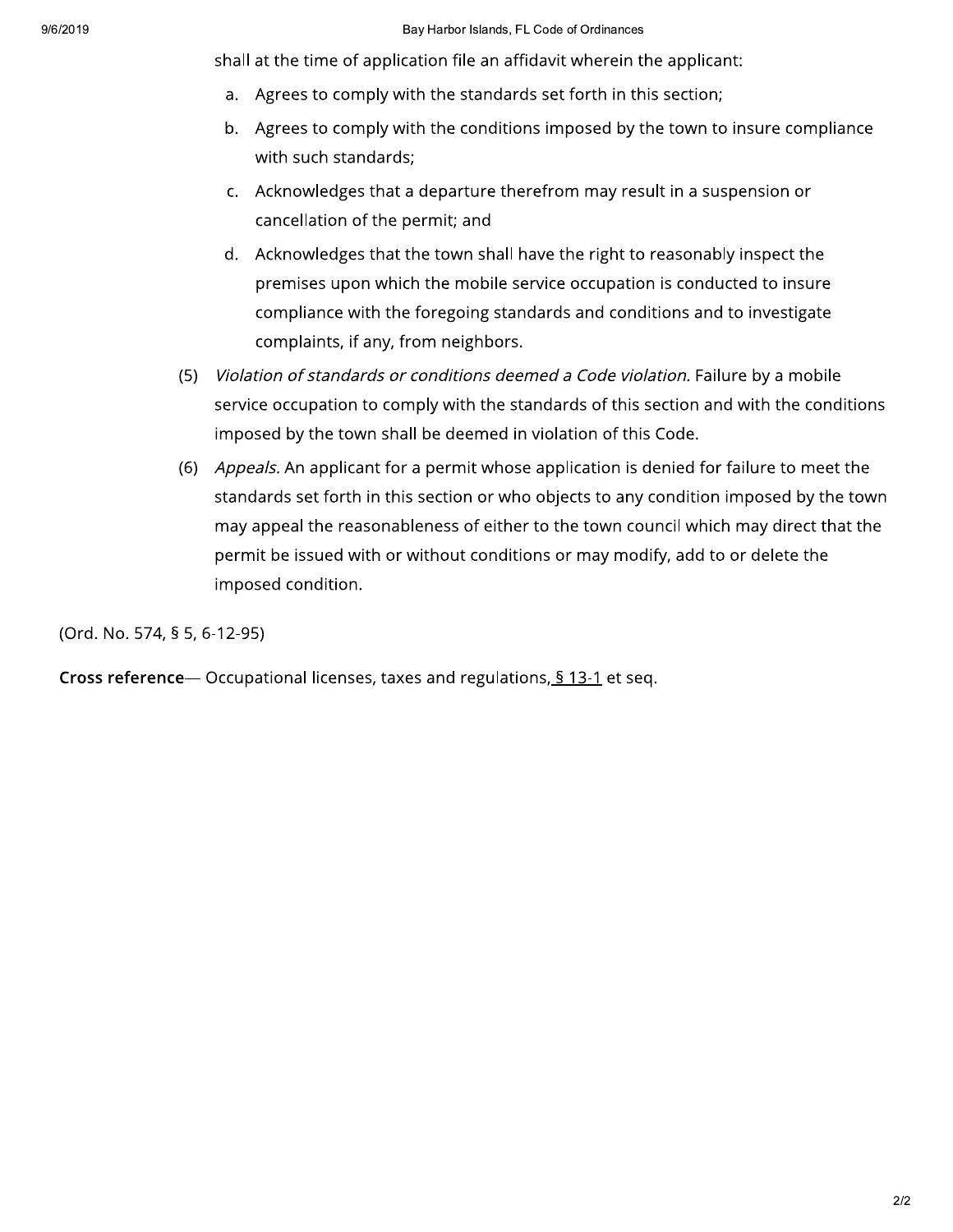shall at the time of application file an affidavit wherein the applicant:

a. Agrees to comply with the standards set forth in this section;

b. Agrees to comply with the conditions imposed by the town to insure compliance with such standards;

c. Acknowledges that a departure therefrom may result in a suspension or cancellation of the permit; and

d. Acknowledges that the town shall have the right to reasonably inspect the premises upon which the mobile service occupation is conducted to insure compliance with the foregoing standards and conditions and to investigate complaints, if any, from neighbors.

(5) *Violation of standards or conditions deemed a Code violation.* Failure by a mobile service occupation to comply with the standards of this section and with the conditions imposed by the town shall be deemed in violation of this Code.

(6) *Appeals.* An applicant for a permit whose application is denied for failure to meet the standards set forth in this section or who objects to any condition imposed by the town may appeal the reasonableness of either to the town council which may direct that the permit be issued with or without conditions or may modify, add to or delete the imposed condition.

(Ord. No. 574, § 5, 6-12-95)

**Cross reference**— Occupational licenses, taxes and regulations, § 13-1 et seq.